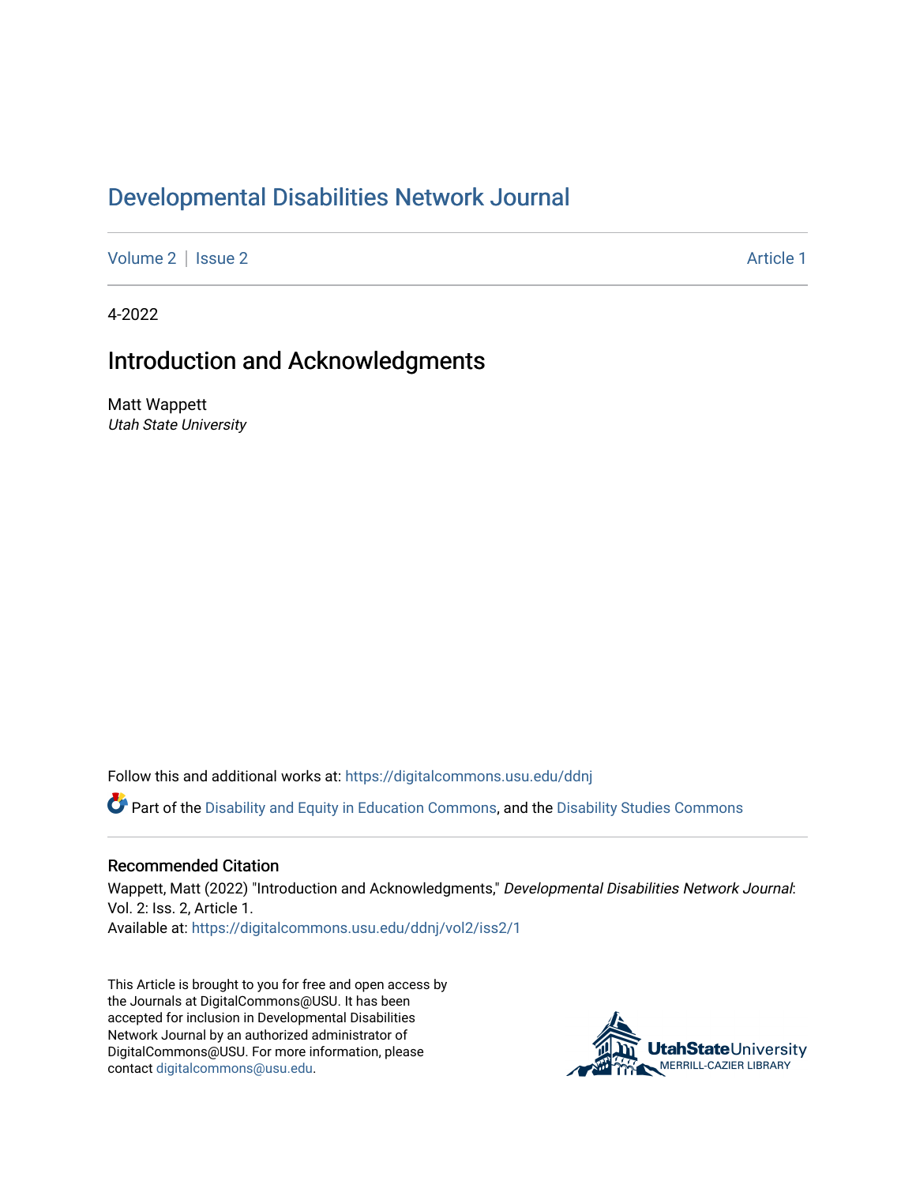# Developmental Disabilities Network Journal

Volume 2 | Issue 2 | Article 1

4-2022

## Introduction and Acknowledgments

Matt Wappett
*Utah State University*

Follow this and additional works at: https://digitalcommons.usu.edu/ddnj

Part of the Disability and Equity in Education Commons, and the Disability Studies Commons

### Recommended Citation

Wappett, Matt (2022) "Introduction and Acknowledgments," *Developmental Disabilities Network Journal*: Vol. 2: Iss. 2, Article 1.
Available at: https://digitalcommons.usu.edu/ddnj/vol2/iss2/1

This Article is brought to you for free and open access by the Journals at DigitalCommons@USU. It has been accepted for inclusion in Developmental Disabilities Network Journal by an authorized administrator of DigitalCommons@USU. For more information, please contact digitalcommons@usu.edu.

UtahStateUniversity MERRILL-CAZIER LIBRARY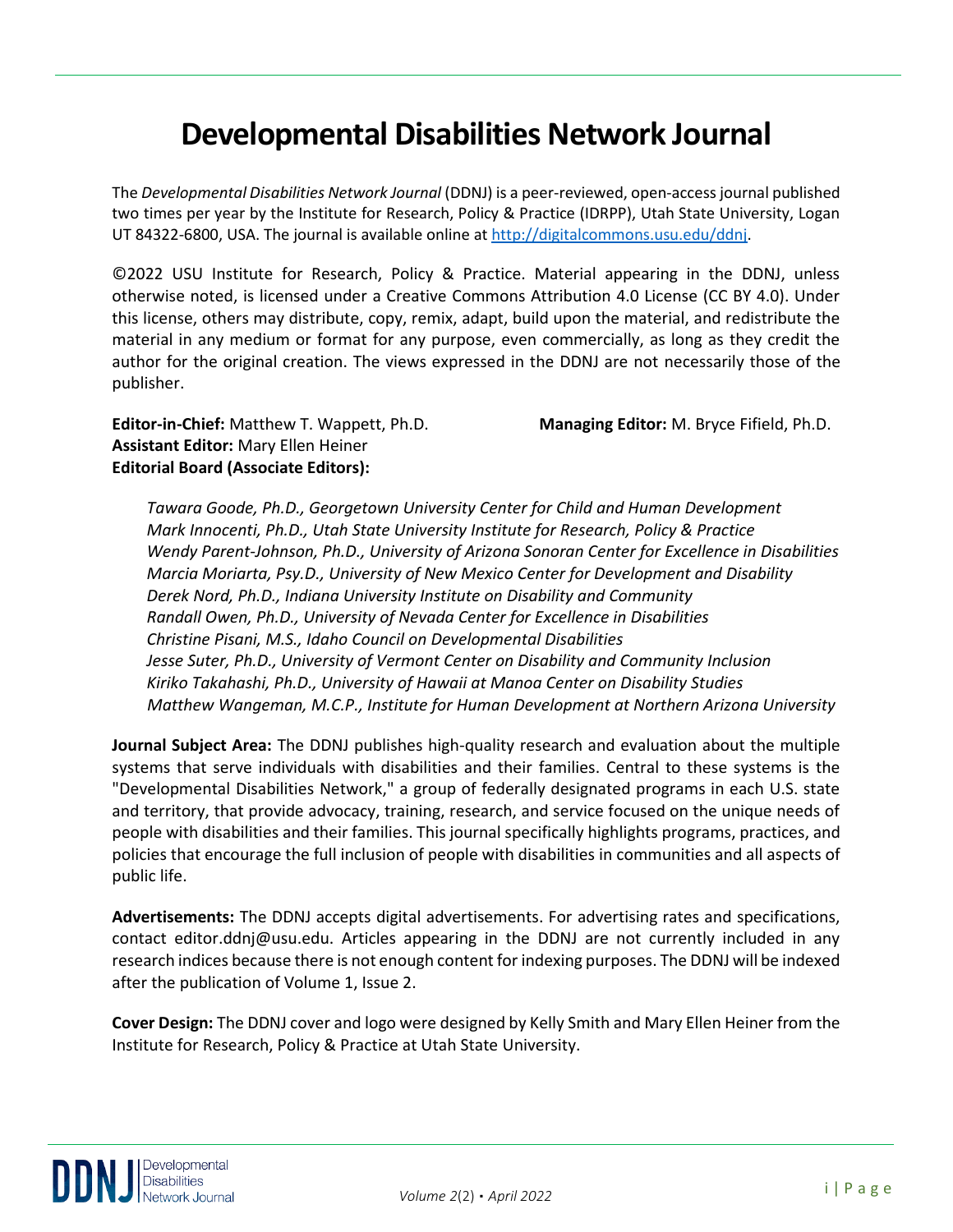# Developmental Disabilities Network Journal

The *Developmental Disabilities Network Journal* (DDNJ) is a peer-reviewed, open-access journal published two times per year by the Institute for Research, Policy & Practice (IDRPP), Utah State University, Logan UT 84322-6800, USA. The journal is available online at http://digitalcommons.usu.edu/ddnj.

©2022 USU Institute for Research, Policy & Practice. Material appearing in the DDNJ, unless otherwise noted, is licensed under a Creative Commons Attribution 4.0 License (CC BY 4.0). Under this license, others may distribute, copy, remix, adapt, build upon the material, and redistribute the material in any medium or format for any purpose, even commercially, as long as they credit the author for the original creation. The views expressed in the DDNJ are not necessarily those of the publisher.

**Editor-in-Chief:** Matthew T. Wappett, Ph.D.

**Managing Editor:** M. Bryce Fifield, Ph.D.

**Assistant Editor:** Mary Ellen Heiner

**Editorial Board (Associate Editors):**

*Tawara Goode, Ph.D., Georgetown University Center for Child and Human Development*
*Mark Innocenti, Ph.D., Utah State University Institute for Research, Policy & Practice*
*Wendy Parent-Johnson, Ph.D., University of Arizona Sonoran Center for Excellence in Disabilities*
*Marcia Moriarta, Psy.D., University of New Mexico Center for Development and Disability*
*Derek Nord, Ph.D., Indiana University Institute on Disability and Community*
*Randall Owen, Ph.D., University of Nevada Center for Excellence in Disabilities*
*Christine Pisani, M.S., Idaho Council on Developmental Disabilities*
*Jesse Suter, Ph.D., University of Vermont Center on Disability and Community Inclusion*
*Kiriko Takahashi, Ph.D., University of Hawaii at Manoa Center on Disability Studies*
*Matthew Wangeman, M.C.P., Institute for Human Development at Northern Arizona University*

**Journal Subject Area:** The DDNJ publishes high-quality research and evaluation about the multiple systems that serve individuals with disabilities and their families. Central to these systems is the "Developmental Disabilities Network," a group of federally designated programs in each U.S. state and territory, that provide advocacy, training, research, and service focused on the unique needs of people with disabilities and their families. This journal specifically highlights programs, practices, and policies that encourage the full inclusion of people with disabilities in communities and all aspects of public life.

**Advertisements:** The DDNJ accepts digital advertisements. For advertising rates and specifications, contact editor.ddnj@usu.edu. Articles appearing in the DDNJ are not currently included in any research indices because there is not enough content for indexing purposes. The DDNJ will be indexed after the publication of Volume 1, Issue 2.

**Cover Design:** The DDNJ cover and logo were designed by Kelly Smith and Mary Ellen Heiner from the Institute for Research, Policy & Practice at Utah State University.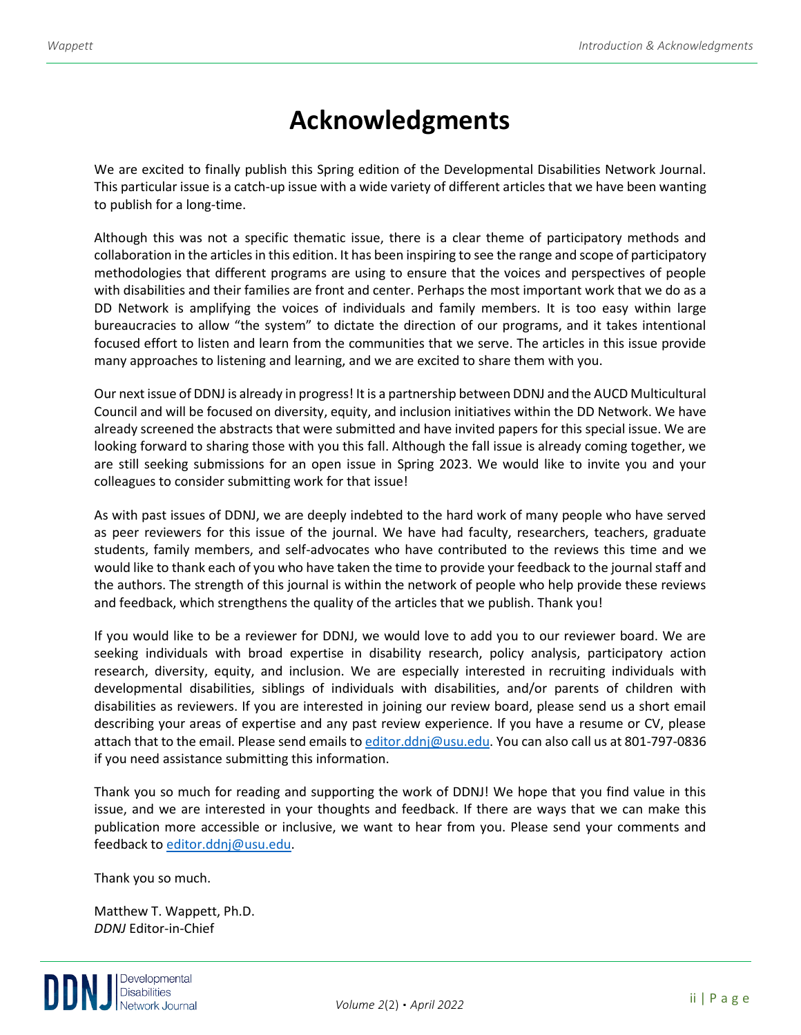# Acknowledgments

We are excited to finally publish this Spring edition of the Developmental Disabilities Network Journal. This particular issue is a catch-up issue with a wide variety of different articles that we have been wanting to publish for a long-time.

Although this was not a specific thematic issue, there is a clear theme of participatory methods and collaboration in the articles in this edition. It has been inspiring to see the range and scope of participatory methodologies that different programs are using to ensure that the voices and perspectives of people with disabilities and their families are front and center. Perhaps the most important work that we do as a DD Network is amplifying the voices of individuals and family members. It is too easy within large bureaucracies to allow "the system" to dictate the direction of our programs, and it takes intentional focused effort to listen and learn from the communities that we serve. The articles in this issue provide many approaches to listening and learning, and we are excited to share them with you.

Our next issue of DDNJ is already in progress! It is a partnership between DDNJ and the AUCD Multicultural Council and will be focused on diversity, equity, and inclusion initiatives within the DD Network. We have already screened the abstracts that were submitted and have invited papers for this special issue. We are looking forward to sharing those with you this fall. Although the fall issue is already coming together, we are still seeking submissions for an open issue in Spring 2023. We would like to invite you and your colleagues to consider submitting work for that issue!

As with past issues of DDNJ, we are deeply indebted to the hard work of many people who have served as peer reviewers for this issue of the journal. We have had faculty, researchers, teachers, graduate students, family members, and self-advocates who have contributed to the reviews this time and we would like to thank each of you who have taken the time to provide your feedback to the journal staff and the authors. The strength of this journal is within the network of people who help provide these reviews and feedback, which strengthens the quality of the articles that we publish. Thank you!

If you would like to be a reviewer for DDNJ, we would love to add you to our reviewer board. We are seeking individuals with broad expertise in disability research, policy analysis, participatory action research, diversity, equity, and inclusion. We are especially interested in recruiting individuals with developmental disabilities, siblings of individuals with disabilities, and/or parents of children with disabilities as reviewers. If you are interested in joining our review board, please send us a short email describing your areas of expertise and any past review experience. If you have a resume or CV, please attach that to the email. Please send emails to editor.ddnj@usu.edu. You can also call us at 801-797-0836 if you need assistance submitting this information.

Thank you so much for reading and supporting the work of DDNJ! We hope that you find value in this issue, and we are interested in your thoughts and feedback. If there are ways that we can make this publication more accessible or inclusive, we want to hear from you. Please send your comments and feedback to editor.ddnj@usu.edu.

Thank you so much.

Matthew T. Wappett, Ph.D.
*DDNJ* Editor-in-Chief